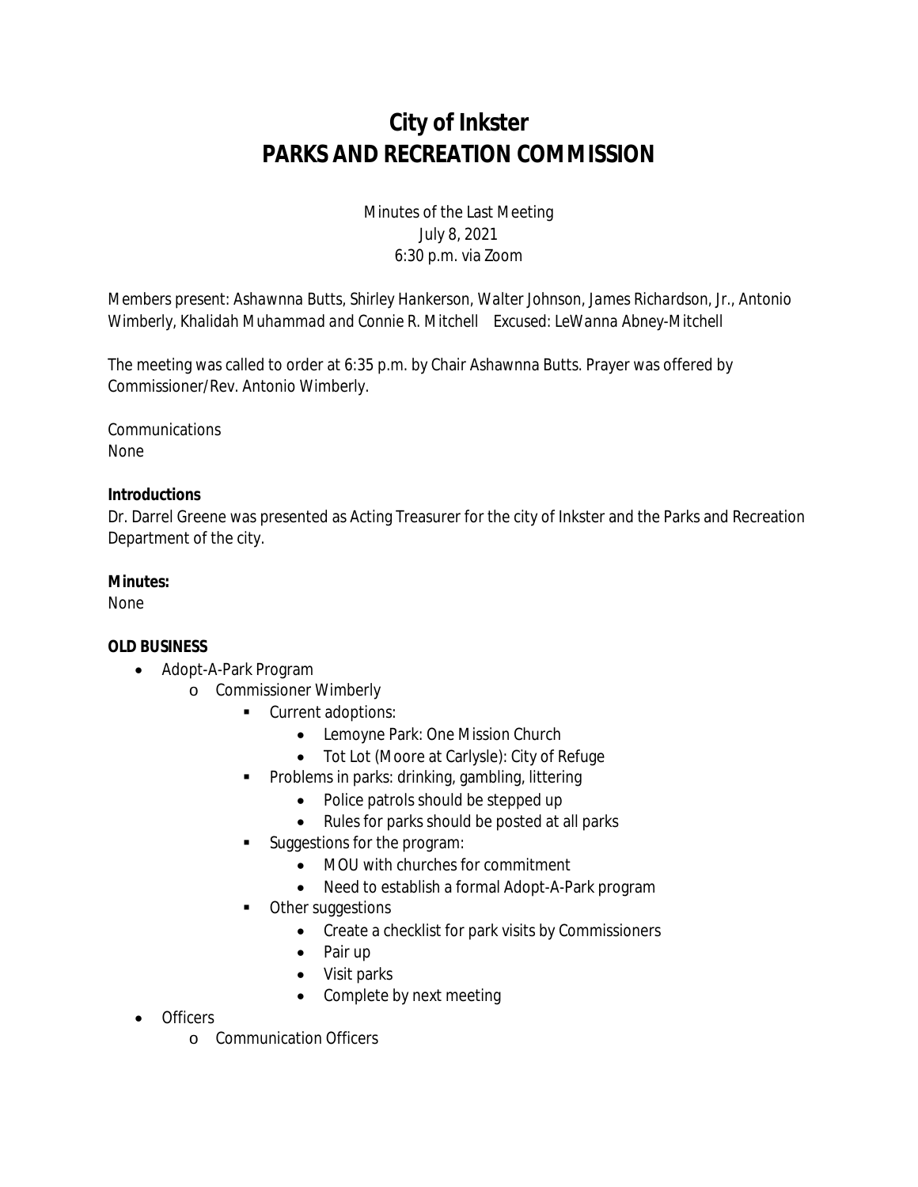# City of Inkster
# PARKS AND RECREATION COMMISSION

Minutes of the Last Meeting
July 8, 2021
6:30 p.m. via Zoom

Members present: *Ashawnna Butts, Shirley Hankerson, Walter Johnson, James Richardson, Jr., Antonio Wimberly, Khalidah Muhammad and Connie R. Mitchell* Excused: *LeWanna Abney-Mitchell*

The meeting was called to order at 6:35 p.m. by Chair Ashawnna Butts. Prayer was offered by Commissioner/Rev. Antonio Wimberly.

Communications
None

**Introductions**
Dr. Darrel Greene was presented as Acting Treasurer for the city of Inkster and the Parks and Recreation Department of the city.

**Minutes:**
None

**OLD BUSINESS**

- Adopt-A-Park Program
  - Commissioner Wimberly
    - Current adoptions:
      - Lemoyne Park: One Mission Church
      - Tot Lot (Moore at Carlysle): City of Refuge
    - Problems in parks: drinking, gambling, littering
      - Police patrols should be stepped up
      - Rules for parks should be posted at all parks
    - Suggestions for the program:
      - MOU with churches for commitment
      - Need to establish a formal Adopt-A-Park program
    - Other suggestions
      - Create a checklist for park visits by Commissioners
      - Pair up
      - Visit parks
      - Complete by next meeting
- Officers
  - Communication Officers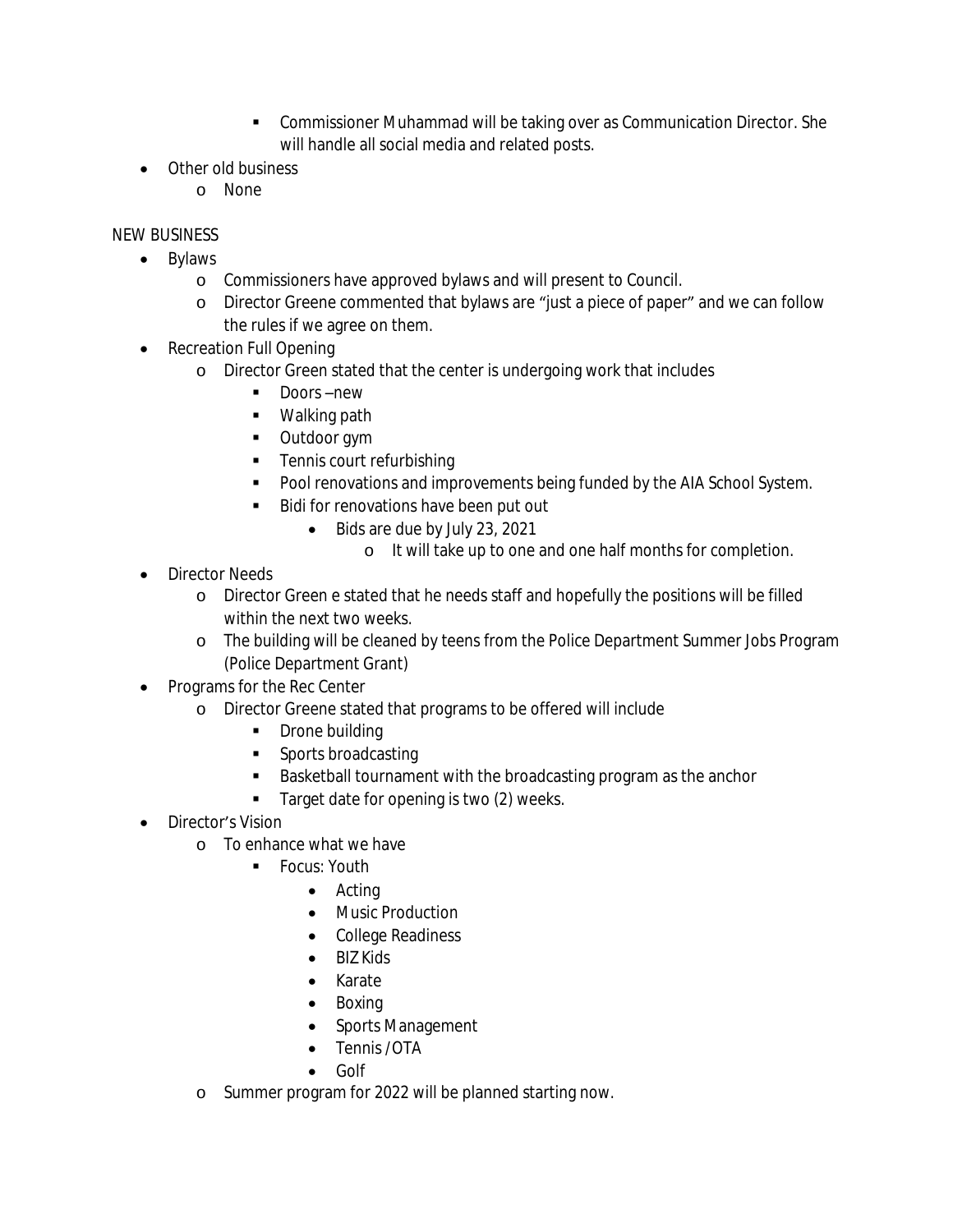- Commissioner Muhammad will be taking over as Communication Director. She will handle all social media and related posts.
- Other old business
  - None

NEW BUSINESS

- Bylaws
  - Commissioners have approved bylaws and will present to Council.
  - Director Greene commented that bylaws are "just a piece of paper" and we can follow the rules if we agree on them.
- Recreation Full Opening
  - Director Green stated that the center is undergoing work that includes
    - Doors –new
    - Walking path
    - Outdoor gym
    - Tennis court refurbishing
    - Pool renovations and improvements being funded by the AIA School System.
    - Bidi for renovations have been put out
      - Bids are due by July 23, 2021
        - It will take up to one and one half months for completion.
- Director Needs
  - Director Green e stated that he needs staff and hopefully the positions will be filled within the next two weeks.
  - The building will be cleaned by teens from the Police Department Summer Jobs Program (Police Department Grant)
- Programs for the Rec Center
  - Director Greene stated that programs to be offered will include
    - Drone building
    - Sports broadcasting
    - Basketball tournament with the broadcasting program as the anchor
    - Target date for opening is two (2) weeks.
- Director's Vision
  - To enhance what we have
    - Focus: Youth
      - Acting
      - Music Production
      - College Readiness
      - BIZ Kids
      - Karate
      - Boxing
      - Sports Management
      - Tennis /OTA
      - Golf
  - Summer program for 2022 will be planned starting now.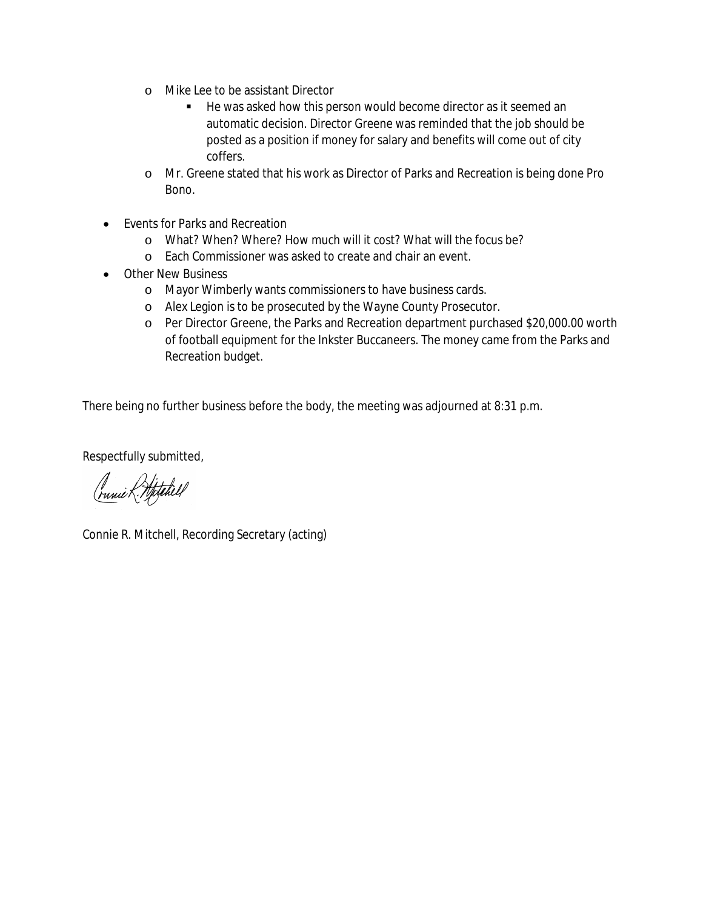- Mike Lee to be assistant Director
    - He was asked how this person would become director as it seemed an automatic decision. Director Greene was reminded that the job should be posted as a position if money for salary and benefits will come out of city coffers.
  - Mr. Greene stated that his work as Director of Parks and Recreation is being done Pro Bono.

- Events for Parks and Recreation
  - What? When? Where? How much will it cost? What will the focus be?
  - Each Commissioner was asked to create and chair an event.
- Other New Business
  - Mayor Wimberly wants commissioners to have business cards.
  - Alex Legion is to be prosecuted by the Wayne County Prosecutor.
  - Per Director Greene, the Parks and Recreation department purchased $20,000.00 worth of football equipment for the Inkster Buccaneers. The money came from the Parks and Recreation budget.

There being no further business before the body, the meeting was adjourned at 8:31 p.m.

Respectfully submitted,

Connie R. Mitchell

Connie R. Mitchell, Recording Secretary (acting)